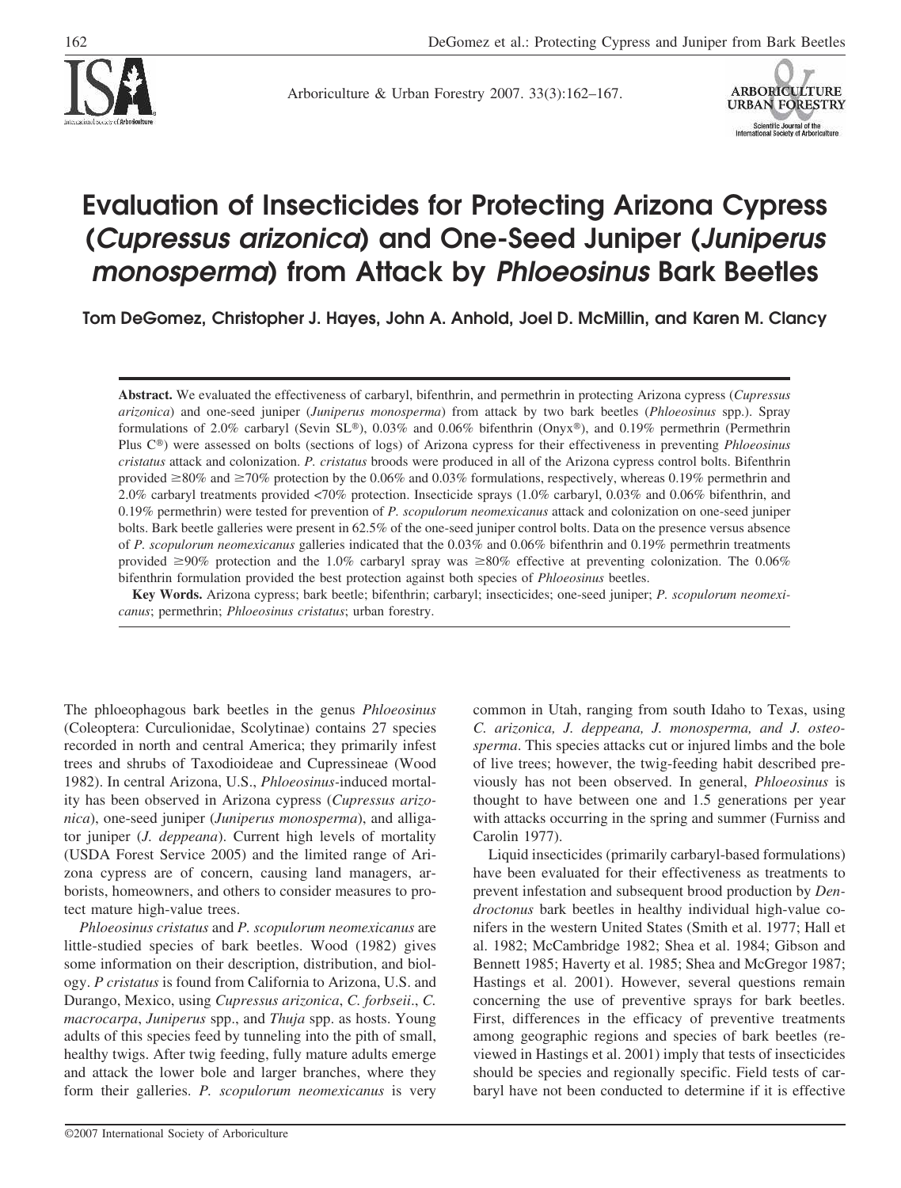# Evaluation of Insecticides for Protecting Arizona Cypress (*Cupressus arizonica*) and One-Seed Juniper (*Juniperus monosperma*) from Attack by *Phloeosinus* Bark Beetles

**Tom DeGomez, Christopher J. Hayes, John A. Anhold, Joel D. McMillin, and Karen M. Clancy**

**Abstract.** We evaluated the effectiveness of carbaryl, bifenthrin, and permethrin in protecting Arizona cypress (*Cupressus arizonica*) and one-seed juniper (*Juniperus monosperma*) from attack by two bark beetles (*Phloeosinus* spp.). Spray formulations of 2.0% carbaryl (Sevin SL®), 0.03% and 0.06% bifenthrin (Onyx®), and 0.19% permethrin (Permethrin Plus C®) were assessed on bolts (sections of logs) of Arizona cypress for their effectiveness in preventing *Phloeosinus cristatus* attack and colonization. *P. cristatus* broods were produced in all of the Arizona cypress control bolts. Bifenthrin provided ≥80% and ≥70% protection by the 0.06% and 0.03% formulations, respectively, whereas 0.19% permethrin and 2.0% carbaryl treatments provided <70% protection. Insecticide sprays (1.0% carbaryl, 0.03% and 0.06% bifenthrin, and 0.19% permethrin) were tested for prevention of *P. scopulorum neomexicanus* attack and colonization on one-seed juniper bolts. Bark beetle galleries were present in 62.5% of the one-seed juniper control bolts. Data on the presence versus absence of *P. scopulorum neomexicanus* galleries indicated that the 0.03% and 0.06% bifenthrin and 0.19% permethrin treatments provided ≥90% protection and the 1.0% carbaryl spray was ≥80% effective at preventing colonization. The 0.06% bifenthrin formulation provided the best protection against both species of *Phloeosinus* beetles.

**Key Words.** Arizona cypress; bark beetle; bifenthrin; carbaryl; insecticides; one-seed juniper; *P. scopulorum neomexicanus*; permethrin; *Phloeosinus cristatus*; urban forestry.

The phloeophagous bark beetles in the genus *Phloeosinus* (Coleoptera: Curculionidae, Scolytinae) contains 27 species recorded in north and central America; they primarily infest trees and shrubs of Taxodioideae and Cupressineae (Wood 1982). In central Arizona, U.S., *Phloeosinus*-induced mortality has been observed in Arizona cypress (*Cupressus arizonica*), one-seed juniper (*Juniperus monosperma*), and alligator juniper (*J. deppeana*). Current high levels of mortality (USDA Forest Service 2005) and the limited range of Arizona cypress are of concern, causing land managers, arborists, homeowners, and others to consider measures to protect mature high-value trees.

*Phloeosinus cristatus* and *P. scopulorum neomexicanus* are little-studied species of bark beetles. Wood (1982) gives some information on their description, distribution, and biology. *P cristatus* is found from California to Arizona, U.S. and Durango, Mexico, using *Cupressus arizonica*, *C. forbseii*., *C. macrocarpa*, *Juniperus* spp., and *Thuja* spp. as hosts. Young adults of this species feed by tunneling into the pith of small, healthy twigs. After twig feeding, fully mature adults emerge and attack the lower bole and larger branches, where they form their galleries. *P. scopulorum neomexicanus* is very common in Utah, ranging from south Idaho to Texas, using *C. arizonica, J. deppeana, J. monosperma, and J. osteosperma*. This species attacks cut or injured limbs and the bole of live trees; however, the twig-feeding habit described previously has not been observed. In general, *Phloeosinus* is thought to have between one and 1.5 generations per year with attacks occurring in the spring and summer (Furniss and Carolin 1977).

Liquid insecticides (primarily carbaryl-based formulations) have been evaluated for their effectiveness as treatments to prevent infestation and subsequent brood production by *Dendroctonus* bark beetles in healthy individual high-value conifers in the western United States (Smith et al. 1977; Hall et al. 1982; McCambridge 1982; Shea et al. 1984; Gibson and Bennett 1985; Haverty et al. 1985; Shea and McGregor 1987; Hastings et al. 2001). However, several questions remain concerning the use of preventive sprays for bark beetles. First, differences in the efficacy of preventive treatments among geographic regions and species of bark beetles (reviewed in Hastings et al. 2001) imply that tests of insecticides should be species and regionally specific. Field tests of carbaryl have not been conducted to determine if it is effective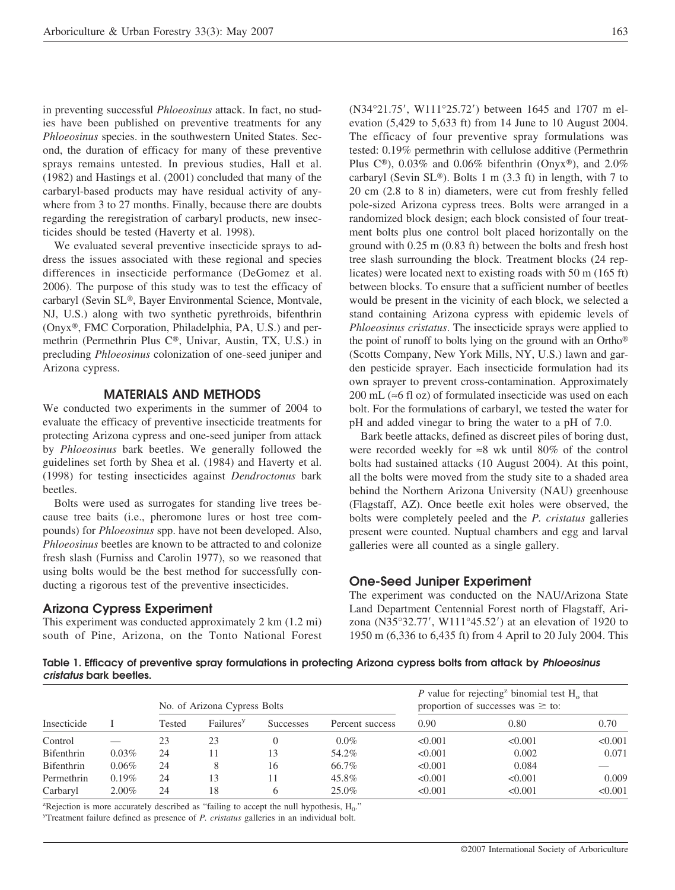in preventing successful *Phloeosinus* attack. In fact, no studies have been published on preventive treatments for any *Phloeosinus* species. in the southwestern United States. Second, the duration of efficacy for many of these preventive sprays remains untested. In previous studies, Hall et al. (1982) and Hastings et al. (2001) concluded that many of the carbaryl-based products may have residual activity of anywhere from 3 to 27 months. Finally, because there are doubts regarding the reregistration of carbaryl products, new insecticides should be tested (Haverty et al. 1998).

We evaluated several preventive insecticide sprays to address the issues associated with these regional and species differences in insecticide performance (DeGomez et al. 2006). The purpose of this study was to test the efficacy of carbaryl (Sevin SL®, Bayer Environmental Science, Montvale, NJ, U.S.) along with two synthetic pyrethroids, bifenthrin (Onyx®, FMC Corporation, Philadelphia, PA, U.S.) and permethrin (Permethrin Plus C®, Univar, Austin, TX, U.S.) in precluding *Phloeosinus* colonization of one-seed juniper and Arizona cypress.

## MATERIALS AND METHODS

We conducted two experiments in the summer of 2004 to evaluate the efficacy of preventive insecticide treatments for protecting Arizona cypress and one-seed juniper from attack by *Phloeosinus* bark beetles. We generally followed the guidelines set forth by Shea et al. (1984) and Haverty et al. (1998) for testing insecticides against *Dendroctonus* bark beetles.

Bolts were used as surrogates for standing live trees because tree baits (i.e., pheromone lures or host tree compounds) for *Phloeosinus* spp. have not been developed. Also, *Phloeosinus* beetles are known to be attracted to and colonize fresh slash (Furniss and Carolin 1977), so we reasoned that using bolts would be the best method for successfully conducting a rigorous test of the preventive insecticides.

### Arizona Cypress Experiment

This experiment was conducted approximately 2 km (1.2 mi) south of Pine, Arizona, on the Tonto National Forest (N34°21.75′, W111°25.72′) between 1645 and 1707 m elevation (5,429 to 5,633 ft) from 14 June to 10 August 2004. The efficacy of four preventive spray formulations was tested: 0.19% permethrin with cellulose additive (Permethrin Plus C®), 0.03% and 0.06% bifenthrin (Onyx®), and 2.0% carbaryl (Sevin SL®). Bolts 1 m (3.3 ft) in length, with 7 to 20 cm (2.8 to 8 in) diameters, were cut from freshly felled pole-sized Arizona cypress trees. Bolts were arranged in a randomized block design; each block consisted of four treatment bolts plus one control bolt placed horizontally on the ground with 0.25 m (0.83 ft) between the bolts and fresh host tree slash surrounding the block. Treatment blocks (24 replicates) were located next to existing roads with 50 m (165 ft) between blocks. To ensure that a sufficient number of beetles would be present in the vicinity of each block, we selected a stand containing Arizona cypress with epidemic levels of *Phloeosinus cristatus*. The insecticide sprays were applied to the point of runoff to bolts lying on the ground with an Ortho® (Scotts Company, New York Mills, NY, U.S.) lawn and garden pesticide sprayer. Each insecticide formulation had its own sprayer to prevent cross-contamination. Approximately 200 mL (≈6 fl oz) of formulated insecticide was used on each bolt. For the formulations of carbaryl, we tested the water for pH and added vinegar to bring the water to a pH of 7.0.

Bark beetle attacks, defined as discreet piles of boring dust, were recorded weekly for ≈8 wk until 80% of the control bolts had sustained attacks (10 August 2004). At this point, all the bolts were moved from the study site to a shaded area behind the Northern Arizona University (NAU) greenhouse (Flagstaff, AZ). Once beetle exit holes were observed, the bolts were completely peeled and the *P. cristatus* galleries present were counted. Nuptual chambers and egg and larval galleries were all counted as a single gallery.

### One-Seed Juniper Experiment

The experiment was conducted on the NAU/Arizona State Land Department Centennial Forest north of Flagstaff, Arizona (N35°32.77′, W111°45.52′) at an elevation of 1920 to 1950 m (6,336 to 6,435 ft) from 4 April to 20 July 2004. This

**Table 1. Efficacy of preventive spray formulations in protecting Arizona cypress bolts from attack by *Phloeosinus cristatus* bark beetles.**

| | | No. of Arizona Cypress Bolts | | | | *P* value for rejecting[z] binomial test $H_o$ that proportion of successes was ≥ to: | | |
|---|---|---|---|---|---|---|---|---|
| Insecticide | I | Tested | Failures[y] | Successes | Percent success | 0.90 | 0.80 | 0.70 |
| Control | — | 23 | 23 | 0 | 0.0% | <0.001 | <0.001 | <0.001 |
| Bifenthrin | 0.03% | 24 | 11 | 13 | 54.2% | <0.001 | 0.002 | 0.071 |
| Bifenthrin | 0.06% | 24 | 8 | 16 | 66.7% | <0.001 | 0.084 | — |
| Permethrin | 0.19% | 24 | 13 | 11 | 45.8% | <0.001 | <0.001 | 0.009 |
| Carbaryl | 2.00% | 24 | 18 | 6 | 25.0% | <0.001 | <0.001 | <0.001 |

[z]Rejection is more accurately described as "failing to accept the null hypothesis, $H_0$."

[y]Treatment failure defined as presence of *P. cristatus* galleries in an individual bolt.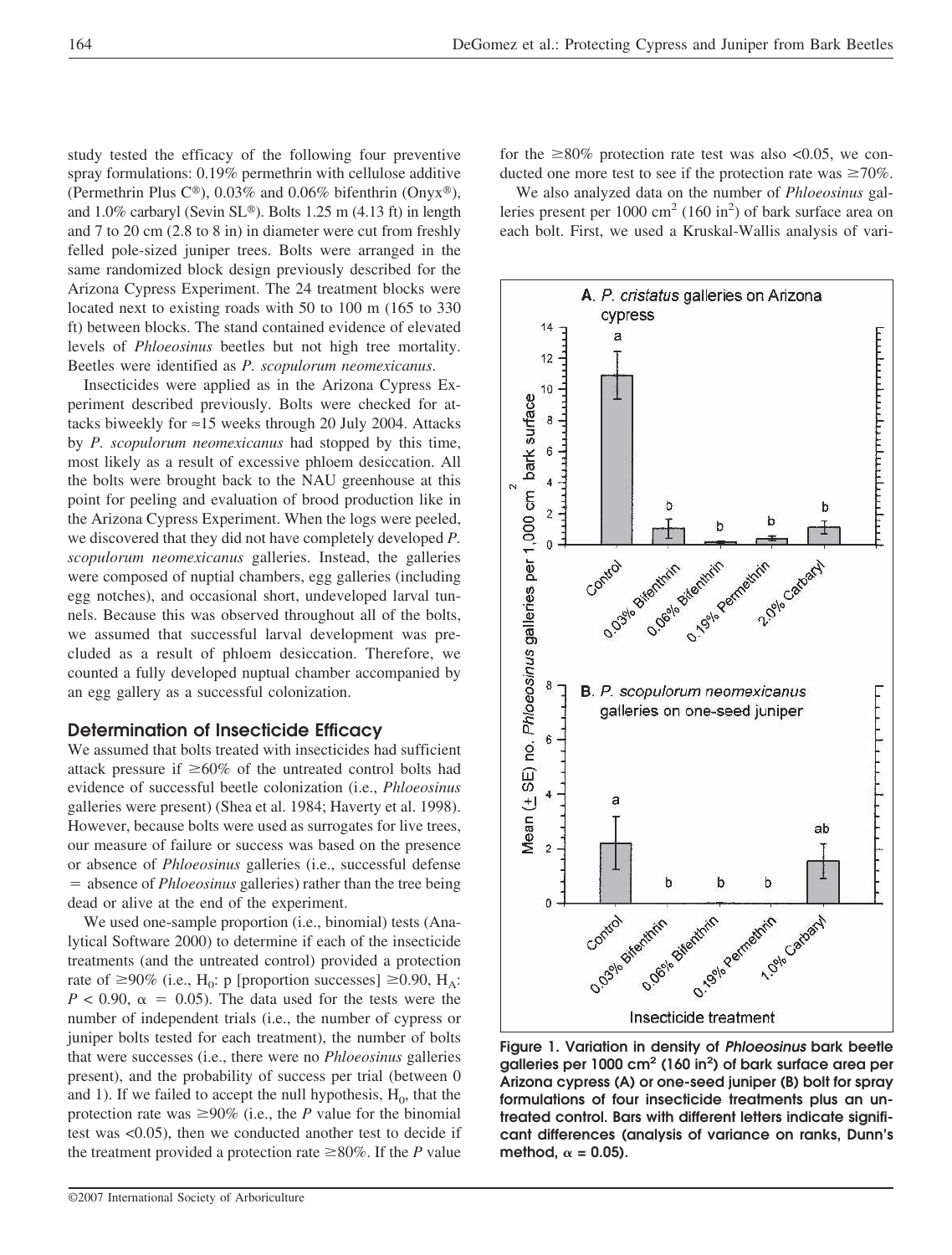study tested the efficacy of the following four preventive spray formulations: 0.19% permethrin with cellulose additive (Permethrin Plus C®), 0.03% and 0.06% bifenthrin (Onyx®), and 1.0% carbaryl (Sevin SL®). Bolts 1.25 m (4.13 ft) in length and 7 to 20 cm (2.8 to 8 in) in diameter were cut from freshly felled pole-sized juniper trees. Bolts were arranged in the same randomized block design previously described for the Arizona Cypress Experiment. The 24 treatment blocks were located next to existing roads with 50 to 100 m (165 to 330 ft) between blocks. The stand contained evidence of elevated levels of *Phloeosinus* beetles but not high tree mortality. Beetles were identified as *P. scopulorum neomexicanus*.

Insecticides were applied as in the Arizona Cypress Experiment described previously. Bolts were checked for attacks biweekly for ≈15 weeks through 20 July 2004. Attacks by *P. scopulorum neomexicanus* had stopped by this time, most likely as a result of excessive phloem desiccation. All the bolts were brought back to the NAU greenhouse at this point for peeling and evaluation of brood production like in the Arizona Cypress Experiment. When the logs were peeled, we discovered that they did not have completely developed *P. scopulorum neomexicanus* galleries. Instead, the galleries were composed of nuptial chambers, egg galleries (including egg notches), and occasional short, undeveloped larval tunnels. Because this was observed throughout all of the bolts, we assumed that successful larval development was precluded as a result of phloem desiccation. Therefore, we counted a fully developed nuptual chamber accompanied by an egg gallery as a successful colonization.

## Determination of Insecticide Efficacy

We assumed that bolts treated with insecticides had sufficient attack pressure if ≥60% of the untreated control bolts had evidence of successful beetle colonization (i.e., *Phloeosinus* galleries were present) (Shea et al. 1984; Haverty et al. 1998). However, because bolts were used as surrogates for live trees, our measure of failure or success was based on the presence or absence of *Phloeosinus* galleries (i.e., successful defense = absence of *Phloeosinus* galleries) rather than the tree being dead or alive at the end of the experiment.

We used one-sample proportion (i.e., binomial) tests (Analytical Software 2000) to determine if each of the insecticide treatments (and the untreated control) provided a protection rate of ≥90% (i.e., $H_0$: p [proportion successes] ≥0.90, $H_A$: $P < 0.90$, $\alpha = 0.05$). The data used for the tests were the number of independent trials (i.e., the number of cypress or juniper bolts tested for each treatment), the number of bolts that were successes (i.e., there were no *Phloeosinus* galleries present), and the probability of success per trial (between 0 and 1). If we failed to accept the null hypothesis, $H_0$, that the protection rate was ≥90% (i.e., the *P* value for the binomial test was <0.05), then we conducted another test to decide if the treatment provided a protection rate ≥80%. If the *P* value for the ≥80% protection rate test was also <0.05, we conducted one more test to see if the protection rate was ≥70%.

We also analyzed data on the number of *Phloeosinus* galleries present per 1000 $cm^2$ (160 $in^2$) of bark surface area on each bolt. First, we used a Kruskal-Wallis analysis of vari-

**Figure 1. Variation in density of *Phloeosinus* bark beetle galleries per 1000 $cm^2$ (160 $in^2$) of bark surface area per Arizona cypress (A) or one-seed juniper (B) bolt for spray formulations of four insecticide treatments plus an untreated control. Bars with different letters indicate significant differences (analysis of variance on ranks, Dunn's method, $\alpha$ = 0.05).**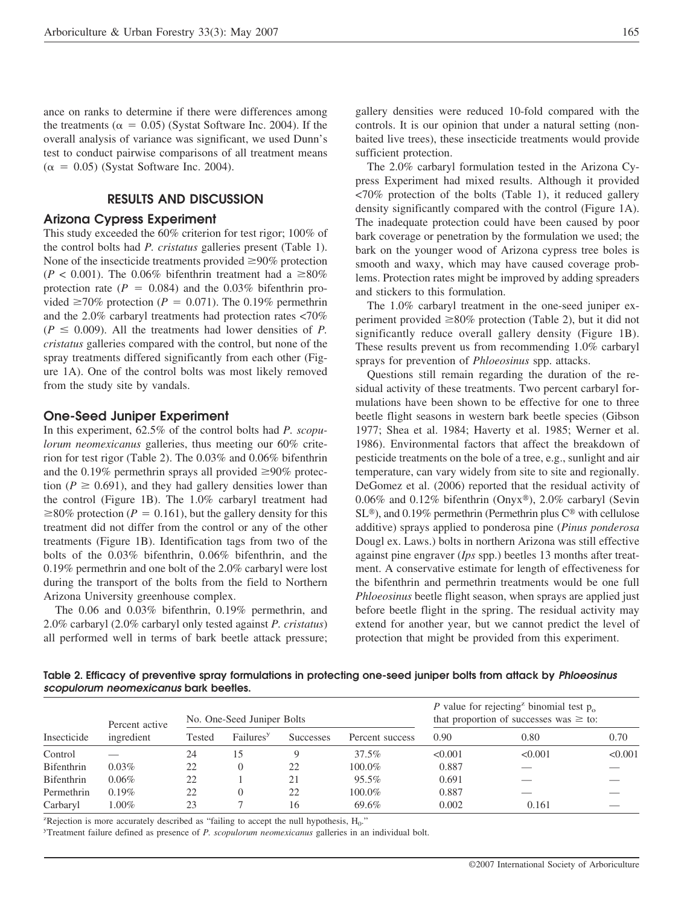ance on ranks to determine if there were differences among the treatments ($\alpha = 0.05$) (Systat Software Inc. 2004). If the overall analysis of variance was significant, we used Dunn's test to conduct pairwise comparisons of all treatment means ($\alpha = 0.05$) (Systat Software Inc. 2004).

## RESULTS AND DISCUSSION

### Arizona Cypress Experiment

This study exceeded the 60% criterion for test rigor; 100% of the control bolts had *P. cristatus* galleries present (Table 1). None of the insecticide treatments provided ≥90% protection ($P < 0.001$). The 0.06% bifenthrin treatment had a ≥80% protection rate ($P = 0.084$) and the 0.03% bifenthrin provided ≥70% protection ($P = 0.071$). The 0.19% permethrin and the 2.0% carbaryl treatments had protection rates <70% ($P \leq 0.009$). All the treatments had lower densities of *P. cristatus* galleries compared with the control, but none of the spray treatments differed significantly from each other (Figure 1A). One of the control bolts was most likely removed from the study site by vandals.

### One-Seed Juniper Experiment

In this experiment, 62.5% of the control bolts had *P. scopulorum neomexicanus* galleries, thus meeting our 60% criterion for test rigor (Table 2). The 0.03% and 0.06% bifenthrin and the 0.19% permethrin sprays all provided ≥90% protection ($P \geq 0.691$), and they had gallery densities lower than the control (Figure 1B). The 1.0% carbaryl treatment had ≥80% protection ($P = 0.161$), but the gallery density for this treatment did not differ from the control or any of the other treatments (Figure 1B). Identification tags from two of the bolts of the 0.03% bifenthrin, 0.06% bifenthrin, and the 0.19% permethrin and one bolt of the 2.0% carbaryl were lost during the transport of the bolts from the field to Northern Arizona University greenhouse complex.

The 0.06 and 0.03% bifenthrin, 0.19% permethrin, and 2.0% carbaryl (2.0% carbaryl only tested against *P. cristatus*) all performed well in terms of bark beetle attack pressure; gallery densities were reduced 10-fold compared with the controls. It is our opinion that under a natural setting (nonbaited live trees), these insecticide treatments would provide sufficient protection.

The 2.0% carbaryl formulation tested in the Arizona Cypress Experiment had mixed results. Although it provided <70% protection of the bolts (Table 1), it reduced gallery density significantly compared with the control (Figure 1A). The inadequate protection could have been caused by poor bark coverage or penetration by the formulation we used; the bark on the younger wood of Arizona cypress tree boles is smooth and waxy, which may have caused coverage problems. Protection rates might be improved by adding spreaders and stickers to this formulation.

The 1.0% carbaryl treatment in the one-seed juniper experiment provided ≥80% protection (Table 2), but it did not significantly reduce overall gallery density (Figure 1B). These results prevent us from recommending 1.0% carbaryl sprays for prevention of *Phloeosinus* spp. attacks.

Questions still remain regarding the duration of the residual activity of these treatments. Two percent carbaryl formulations have been shown to be effective for one to three beetle flight seasons in western bark beetle species (Gibson 1977; Shea et al. 1984; Haverty et al. 1985; Werner et al. 1986). Environmental factors that affect the breakdown of pesticide treatments on the bole of a tree, e.g., sunlight and air temperature, can vary widely from site to site and regionally. DeGomez et al. (2006) reported that the residual activity of 0.06% and 0.12% bifenthrin (Onyx®), 2.0% carbaryl (Sevin SL®), and 0.19% permethrin (Permethrin plus C® with cellulose additive) sprays applied to ponderosa pine (*Pinus ponderosa* Dougl ex. Laws.) bolts in northern Arizona was still effective against pine engraver (*Ips* spp.) beetles 13 months after treatment. A conservative estimate for length of effectiveness for the bifenthrin and permethrin treatments would be one full *Phloeosinus* beetle flight season, when sprays are applied just before beetle flight in the spring. The residual activity may extend for another year, but we cannot predict the level of protection that might be provided from this experiment.

**Table 2. Efficacy of preventive spray formulations in protecting one-seed juniper bolts from attack by *Phloeosinus scopulorum neomexicanus* bark beetles.**

| Insecticide | Percent active ingredient | No. One-Seed Juniper Bolts | | | | *P* value for rejecting[z] binomial test $p_o$ that proportion of successes was ≥ to: | | |
|---|---|---|---|---|---|---|---|---|
| | | Tested | Failures[y] | Successes | Percent success | 0.90 | 0.80 | 0.70 |
| Control | — | 24 | 15 | 9 | 37.5% | <0.001 | <0.001 | <0.001 |
| Bifenthrin | 0.03% | 22 | 0 | 22 | 100.0% | 0.887 | — | — |
| Bifenthrin | 0.06% | 22 | 1 | 21 | 95.5% | 0.691 | — | — |
| Permethrin | 0.19% | 22 | 0 | 22 | 100.0% | 0.887 | — | — |
| Carbaryl | 1.00% | 23 | 7 | 16 | 69.6% | 0.002 | 0.161 | — |

[z]Rejection is more accurately described as "failing to accept the null hypothesis, $H_0$."

[y]Treatment failure defined as presence of *P. scopulorum neomexicanus* galleries in an individual bolt.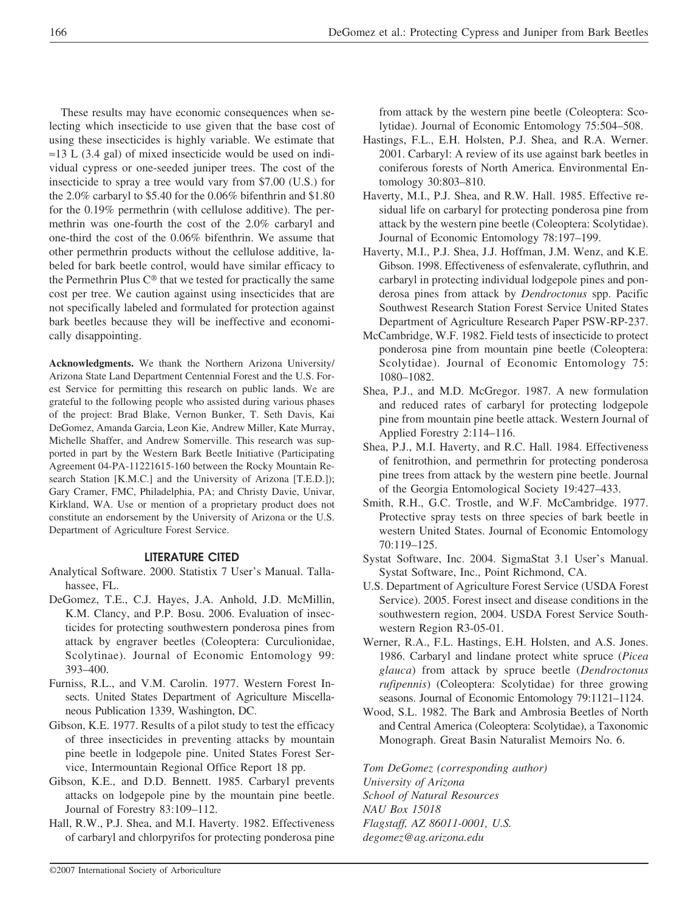These results may have economic consequences when selecting which insecticide to use given that the base cost of using these insecticides is highly variable. We estimate that ≈13 L (3.4 gal) of mixed insecticide would be used on individual cypress or one-seeded juniper trees. The cost of the insecticide to spray a tree would vary from $7.00 (U.S.) for the 2.0% carbaryl to $5.40 for the 0.06% bifenthrin and $1.80 for the 0.19% permethrin (with cellulose additive). The permethrin was one-fourth the cost of the 2.0% carbaryl and one-third the cost of the 0.06% bifenthrin. We assume that other permethrin products without the cellulose additive, labeled for bark beetle control, would have similar efficacy to the Permethrin Plus C® that we tested for practically the same cost per tree. We caution against using insecticides that are not specifically labeled and formulated for protection against bark beetles because they will be ineffective and economically disappointing.

**Acknowledgments.** We thank the Northern Arizona University/Arizona State Land Department Centennial Forest and the U.S. Forest Service for permitting this research on public lands. We are grateful to the following people who assisted during various phases of the project: Brad Blake, Vernon Bunker, T. Seth Davis, Kai DeGomez, Amanda Garcia, Leon Kie, Andrew Miller, Kate Murray, Michelle Shaffer, and Andrew Somerville. This research was supported in part by the Western Bark Beetle Initiative (Participating Agreement 04-PA-11221615-160 between the Rocky Mountain Research Station [K.M.C.] and the University of Arizona [T.E.D.]); Gary Cramer, FMC, Philadelphia, PA; and Christy Davie, Univar, Kirkland, WA. Use or mention of a proprietary product does not constitute an endorsement by the University of Arizona or the U.S. Department of Agriculture Forest Service.

## LITERATURE CITED

Analytical Software. 2000. Statistix 7 User's Manual. Tallahassee, FL.

DeGomez, T.E., C.J. Hayes, J.A. Anhold, J.D. McMillin, K.M. Clancy, and P.P. Bosu. 2006. Evaluation of insecticides for protecting southwestern ponderosa pines from attack by engraver beetles (Coleoptera: Curculionidae, Scolytinae). Journal of Economic Entomology 99: 393–400.

Furniss, R.L., and V.M. Carolin. 1977. Western Forest Insects. United States Department of Agriculture Miscellaneous Publication 1339, Washington, DC.

Gibson, K.E. 1977. Results of a pilot study to test the efficacy of three insecticides in preventing attacks by mountain pine beetle in lodgepole pine. United States Forest Service, Intermountain Regional Office Report 18 pp.

Gibson, K.E., and D.D. Bennett. 1985. Carbaryl prevents attacks on lodgepole pine by the mountain pine beetle. Journal of Forestry 83:109–112.

Hall, R.W., P.J. Shea, and M.I. Haverty. 1982. Effectiveness of carbaryl and chlorpyrifos for protecting ponderosa pine from attack by the western pine beetle (Coleoptera: Scolytidae). Journal of Economic Entomology 75:504–508.

Hastings, F.L., E.H. Holsten, P.J. Shea, and R.A. Werner. 2001. Carbaryl: A review of its use against bark beetles in coniferous forests of North America. Environmental Entomology 30:803–810.

Haverty, M.I., P.J. Shea, and R.W. Hall. 1985. Effective residual life on carbaryl for protecting ponderosa pine from attack by the western pine beetle (Coleoptera: Scolytidae). Journal of Economic Entomology 78:197–199.

Haverty, M.I., P.J. Shea, J.J. Hoffman, J.M. Wenz, and K.E. Gibson. 1998. Effectiveness of esfenvalerate, cyfluthrin, and carbaryl in protecting individual lodgepole pines and ponderosa pines from attack by *Dendroctonus* spp. Pacific Southwest Research Station Forest Service United States Department of Agriculture Research Paper PSW-RP-237.

McCambridge, W.F. 1982. Field tests of insecticide to protect ponderosa pine from mountain pine beetle (Coleoptera: Scolytidae). Journal of Economic Entomology 75: 1080–1082.

Shea, P.J., and M.D. McGregor. 1987. A new formulation and reduced rates of carbaryl for protecting lodgepole pine from mountain pine beetle attack. Western Journal of Applied Forestry 2:114–116.

Shea, P.J., M.I. Haverty, and R.C. Hall. 1984. Effectiveness of fenitrothion, and permethrin for protecting ponderosa pine trees from attack by the western pine beetle. Journal of the Georgia Entomological Society 19:427–433.

Smith, R.H., G.C. Trostle, and W.F. McCambridge. 1977. Protective spray tests on three species of bark beetle in western United States. Journal of Economic Entomology 70:119–125.

Systat Software, Inc. 2004. SigmaStat 3.1 User's Manual. Systat Software, Inc., Point Richmond, CA.

U.S. Department of Agriculture Forest Service (USDA Forest Service). 2005. Forest insect and disease conditions in the southwestern region, 2004. USDA Forest Service Southwestern Region R3-05-01.

Werner, R.A., F.L. Hastings, E.H. Holsten, and A.S. Jones. 1986. Carbaryl and lindane protect white spruce (*Picea glauca*) from attack by spruce beetle (*Dendroctonus rufipennis*) (Coleoptera: Scolytidae) for three growing seasons. Journal of Economic Entomology 79:1121–1124.

Wood, S.L. 1982. The Bark and Ambrosia Beetles of North and Central America (Coleoptera: Scolytidae), a Taxonomic Monograph. Great Basin Naturalist Memoirs No. 6.

*Tom DeGomez (corresponding author)*
*University of Arizona*
*School of Natural Resources*
*NAU Box 15018*
*Flagstaff, AZ 86011-0001, U.S.*
*degomez@ag.arizona.edu*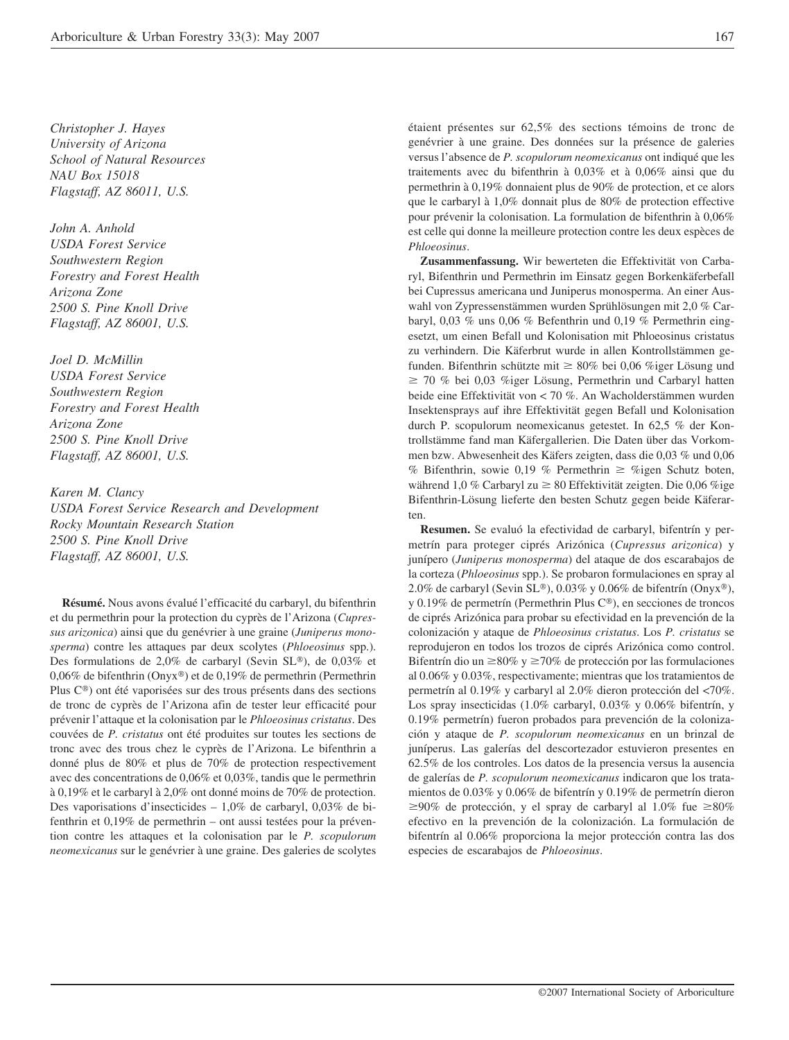*Christopher J. Hayes*
*University of Arizona*
*School of Natural Resources*
*NAU Box 15018*
*Flagstaff, AZ 86011, U.S.*

*John A. Anhold*
*USDA Forest Service*
*Southwestern Region*
*Forestry and Forest Health*
*Arizona Zone*
*2500 S. Pine Knoll Drive*
*Flagstaff, AZ 86001, U.S.*

*Joel D. McMillin*
*USDA Forest Service*
*Southwestern Region*
*Forestry and Forest Health*
*Arizona Zone*
*2500 S. Pine Knoll Drive*
*Flagstaff, AZ 86001, U.S.*

*Karen M. Clancy*
*USDA Forest Service Research and Development*
*Rocky Mountain Research Station*
*2500 S. Pine Knoll Drive*
*Flagstaff, AZ 86001, U.S.*

**Résumé.** Nous avons évalué l'efficacité du carbaryl, du bifenthrin et du permethrin pour la protection du cyprès de l'Arizona (*Cupressus arizonica*) ainsi que du genévrier à une graine (*Juniperus monosperma*) contre les attaques par deux scolytes (*Phloeosinus* spp.). Des formulations de 2,0% de carbaryl (Sevin SL®), de 0,03% et 0,06% de bifenthrin (Onyx®) et de 0,19% de permethrin (Permethrin Plus C®) ont été vaporisées sur des trous présents dans des sections de tronc de cyprès de l'Arizona afin de tester leur efficacité pour prévenir l'attaque et la colonisation par le *Phloeosinus cristatus*. Des couvées de *P. cristatus* ont été produites sur toutes les sections de tronc avec des trous chez le cyprès de l'Arizona. Le bifenthrin a donné plus de 80% et plus de 70% de protection respectivement avec des concentrations de 0,06% et 0,03%, tandis que le permethrin à 0,19% et le carbaryl à 2,0% ont donné moins de 70% de protection. Des vaporisations d'insecticides – 1,0% de carbaryl, 0,03% de bifenthrin et 0,19% de permethrin – ont aussi testées pour la prévention contre les attaques et la colonisation par le *P. scopulorum neomexicanus* sur le genévrier à une graine. Des galeries de scolytes étaient présentes sur 62,5% des sections témoins de tronc de genévrier à une graine. Des données sur la présence de galeries versus l'absence de *P. scopulorum neomexicanus* ont indiqué que les traitements avec du bifenthrin à 0,03% et à 0,06% ainsi que du permethrin à 0,19% donnaient plus de 90% de protection, et ce alors que le carbaryl à 1,0% donnait plus de 80% de protection effective pour prévenir la colonisation. La formulation de bifenthrin à 0,06% est celle qui donne la meilleure protection contre les deux espèces de *Phloeosinus*.

**Zusammenfassung.** Wir bewerteten die Effektivität von Carbaryl, Bifenthrin und Permethrin im Einsatz gegen Borkenkäferbefall bei Cupressus americana und Juniperus monosperma. An einer Auswahl von Zypressenstämmen wurden Sprühlösungen mit 2,0 % Carbaryl, 0,03 % uns 0,06 % Befenthrin und 0,19 % Permethrin eingesetzt, um einen Befall und Kolonisation mit Phloeosinus cristatus zu verhindern. Die Käferbrut wurde in allen Kontrollstämmen gefunden. Bifenthrin schützte mit ≥ 80% bei 0,06 %iger Lösung und ≥ 70 % bei 0,03 %iger Lösung, Permethrin und Carbaryl hatten beide eine Effektivität von < 70 %. An Wacholderstämmen wurden Insektensprays auf ihre Effektivität gegen Befall und Kolonisation durch P. scopulorum neomexicanus getestet. In 62,5 % der Kontrollstämme fand man Käfergallerien. Die Daten über das Vorkommen bzw. Abwesenheit des Käfers zeigten, dass die 0,03 % und 0,06 % Bifenthrin, sowie 0,19 % Permethrin ≥ %igen Schutz boten, während 1,0 % Carbaryl zu ≥ 80 Effektivität zeigten. Die 0,06 %ige Bifenthrin-Lösung lieferte den besten Schutz gegen beide Käferarten.

**Resumen.** Se evaluó la efectividad de carbaryl, bifentrín y permetrín para proteger ciprés Arizónica (*Cupressus arizonica*) y junípero (*Juniperus monosperma*) del ataque de dos escarabajos de la corteza (*Phloeosinus* spp.). Se probaron formulaciones en spray al 2.0% de carbaryl (Sevin SL®), 0.03% y 0.06% de bifentrín (Onyx®), y 0.19% de permetrín (Permethrin Plus C®), en secciones de troncos de ciprés Arizónica para probar su efectividad en la prevención de la colonización y ataque de *Phloeosinus cristatus*. Los *P. cristatus* se reprodujeron en todos los trozos de ciprés Arizónica como control. Bifentrín dio un ≥80% y ≥70% de protección por las formulaciones al 0.06% y 0.03%, respectivamente; mientras que los tratamientos de permetrín al 0.19% y carbaryl al 2.0% dieron protección del <70%. Los spray insecticidas (1.0% carbaryl, 0.03% y 0.06% bifentrín, y 0.19% permetrín) fueron probados para prevención de la colonización y ataque de *P. scopulorum neomexicanus* en un brinzal de junípero. Las galerías del descortezador estuvieron presentes en 62.5% de los controles. Los datos de la presencia versus la ausencia de galerías de *P. scopulorum neomexicanus* indicaron que los tratamientos de 0.03% y 0.06% de bifentrín y 0.19% de permetrín dieron ≥90% de protección, y el spray de carbaryl al 1.0% fue ≥80% efectivo en la prevención de la colonización. La formulación de bifentrín al 0.06% proporciona la mejor protección contra las dos especies de escarabajos de *Phloeosinus*.